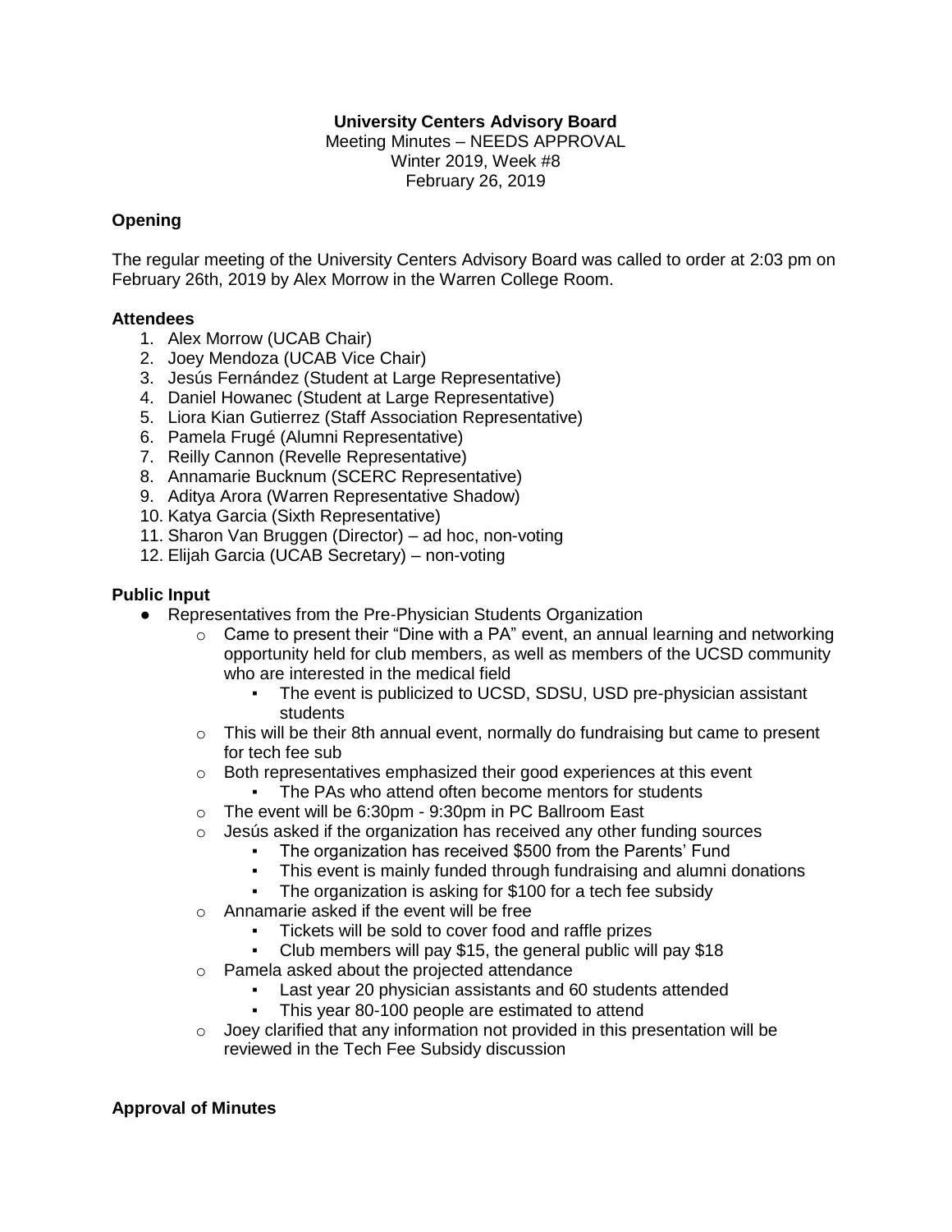**University Centers Advisory Board**

Meeting Minutes – NEEDS APPROVAL

Winter 2019, Week #8

February 26, 2019

## Opening

The regular meeting of the University Centers Advisory Board was called to order at 2:03 pm on February 26th, 2019 by Alex Morrow in the Warren College Room.

## Attendees

1. Alex Morrow (UCAB Chair)
2. Joey Mendoza (UCAB Vice Chair)
3. Jesús Fernández (Student at Large Representative)
4. Daniel Howanec (Student at Large Representative)
5. Liora Kian Gutierrez (Staff Association Representative)
6. Pamela Frugé (Alumni Representative)
7. Reilly Cannon (Revelle Representative)
8. Annamarie Bucknum (SCERC Representative)
9. Aditya Arora (Warren Representative Shadow)
10. Katya Garcia (Sixth Representative)
11. Sharon Van Bruggen (Director) – ad hoc, non-voting
12. Elijah Garcia (UCAB Secretary) – non-voting

## Public Input

- Representatives from the Pre-Physician Students Organization
  - Came to present their "Dine with a PA" event, an annual learning and networking opportunity held for club members, as well as members of the UCSD community who are interested in the medical field
    - The event is publicized to UCSD, SDSU, USD pre-physician assistant students
  - This will be their 8th annual event, normally do fundraising but came to present for tech fee sub
  - Both representatives emphasized their good experiences at this event
    - The PAs who attend often become mentors for students
  - The event will be 6:30pm - 9:30pm in PC Ballroom East
  - Jesús asked if the organization has received any other funding sources
    - The organization has received $500 from the Parents' Fund
    - This event is mainly funded through fundraising and alumni donations
    - The organization is asking for $100 for a tech fee subsidy
  - Annamarie asked if the event will be free
    - Tickets will be sold to cover food and raffle prizes
    - Club members will pay $15, the general public will pay $18
  - Pamela asked about the projected attendance
    - Last year 20 physician assistants and 60 students attended
    - This year 80-100 people are estimated to attend
  - Joey clarified that any information not provided in this presentation will be reviewed in the Tech Fee Subsidy discussion

## Approval of Minutes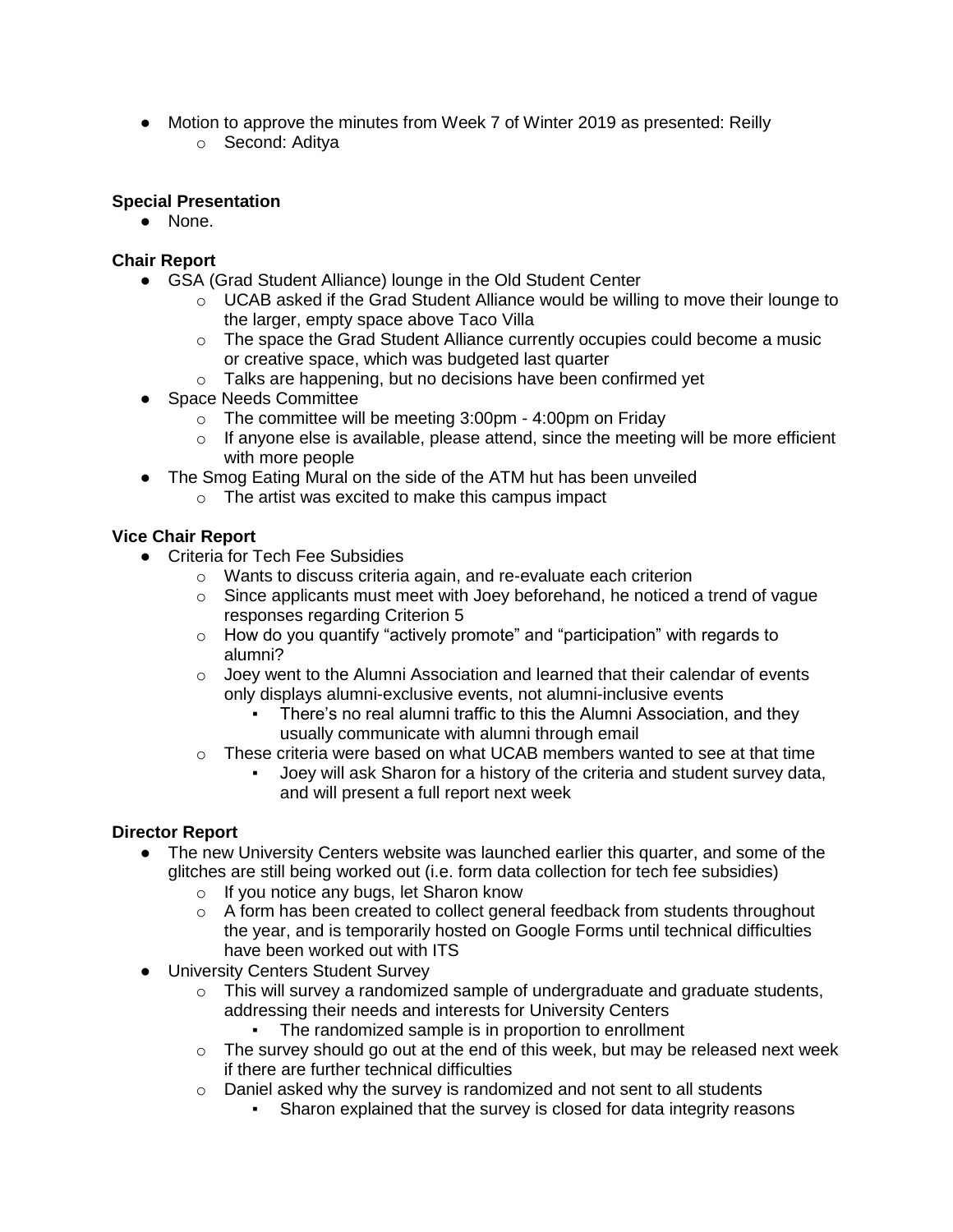- Motion to approve the minutes from Week 7 of Winter 2019 as presented: Reilly
  - Second: Aditya

**Special Presentation**

- None.

**Chair Report**

- GSA (Grad Student Alliance) lounge in the Old Student Center
  - UCAB asked if the Grad Student Alliance would be willing to move their lounge to the larger, empty space above Taco Villa
  - The space the Grad Student Alliance currently occupies could become a music or creative space, which was budgeted last quarter
  - Talks are happening, but no decisions have been confirmed yet
- Space Needs Committee
  - The committee will be meeting 3:00pm - 4:00pm on Friday
  - If anyone else is available, please attend, since the meeting will be more efficient with more people
- The Smog Eating Mural on the side of the ATM hut has been unveiled
  - The artist was excited to make this campus impact

**Vice Chair Report**

- Criteria for Tech Fee Subsidies
  - Wants to discuss criteria again, and re-evaluate each criterion
  - Since applicants must meet with Joey beforehand, he noticed a trend of vague responses regarding Criterion 5
  - How do you quantify "actively promote" and "participation" with regards to alumni?
  - Joey went to the Alumni Association and learned that their calendar of events only displays alumni-exclusive events, not alumni-inclusive events
    - There's no real alumni traffic to this the Alumni Association, and they usually communicate with alumni through email
  - These criteria were based on what UCAB members wanted to see at that time
    - Joey will ask Sharon for a history of the criteria and student survey data, and will present a full report next week

**Director Report**

- The new University Centers website was launched earlier this quarter, and some of the glitches are still being worked out (i.e. form data collection for tech fee subsidies)
  - If you notice any bugs, let Sharon know
  - A form has been created to collect general feedback from students throughout the year, and is temporarily hosted on Google Forms until technical difficulties have been worked out with ITS
- University Centers Student Survey
  - This will survey a randomized sample of undergraduate and graduate students, addressing their needs and interests for University Centers
    - The randomized sample is in proportion to enrollment
  - The survey should go out at the end of this week, but may be released next week if there are further technical difficulties
  - Daniel asked why the survey is randomized and not sent to all students
    - Sharon explained that the survey is closed for data integrity reasons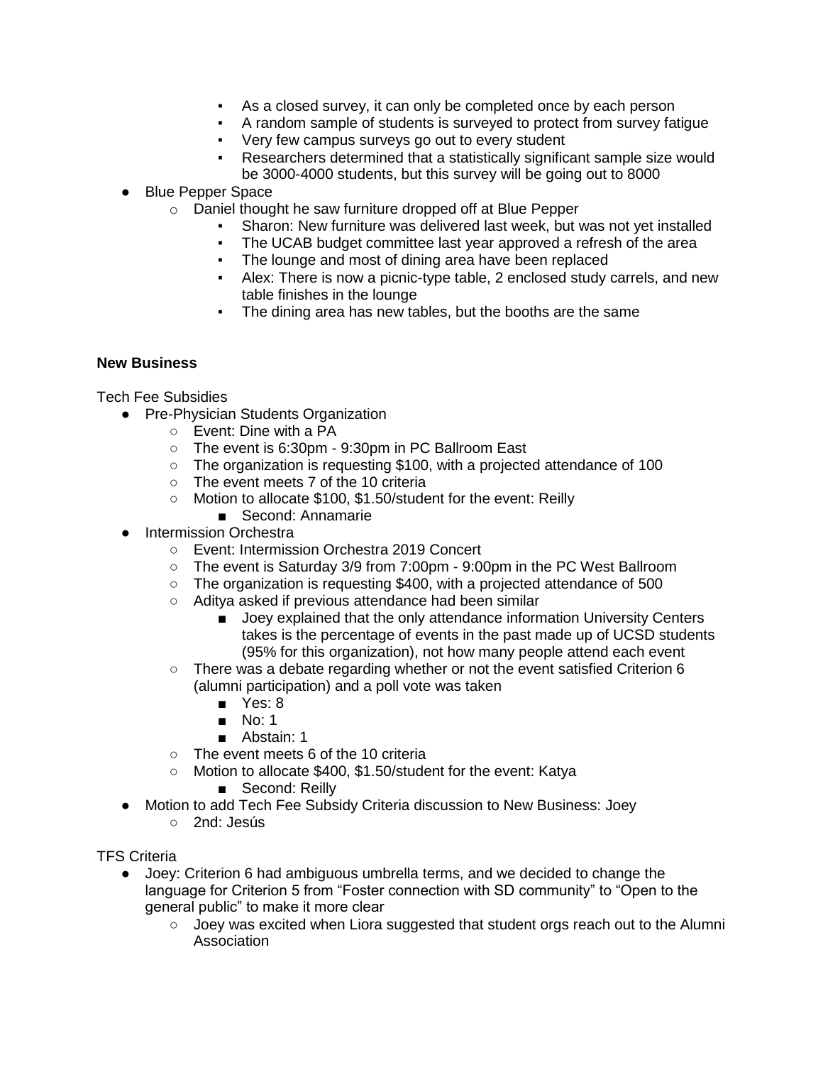- As a closed survey, it can only be completed once by each person
        - A random sample of students is surveyed to protect from survey fatigue
        - Very few campus surveys go out to every student
        - Researchers determined that a statistically significant sample size would be 3000-4000 students, but this survey will be going out to 8000
- Blue Pepper Space
    - Daniel thought he saw furniture dropped off at Blue Pepper
        - Sharon: New furniture was delivered last week, but was not yet installed
        - The UCAB budget committee last year approved a refresh of the area
        - The lounge and most of dining area have been replaced
        - Alex: There is now a picnic-type table, 2 enclosed study carrels, and new table finishes in the lounge
        - The dining area has new tables, but the booths are the same

**New Business**

Tech Fee Subsidies

- Pre-Physician Students Organization
    - Event: Dine with a PA
    - The event is 6:30pm - 9:30pm in PC Ballroom East
    - The organization is requesting $100, with a projected attendance of 100
    - The event meets 7 of the 10 criteria
    - Motion to allocate $100, $1.50/student for the event: Reilly
        - Second: Annamarie
- Intermission Orchestra
    - Event: Intermission Orchestra 2019 Concert
    - The event is Saturday 3/9 from 7:00pm - 9:00pm in the PC West Ballroom
    - The organization is requesting $400, with a projected attendance of 500
    - Aditya asked if previous attendance had been similar
        - Joey explained that the only attendance information University Centers takes is the percentage of events in the past made up of UCSD students (95% for this organization), not how many people attend each event
    - There was a debate regarding whether or not the event satisfied Criterion 6 (alumni participation) and a poll vote was taken
        - Yes: 8
        - No: 1
        - Abstain: 1
    - The event meets 6 of the 10 criteria
    - Motion to allocate $400, $1.50/student for the event: Katya
        - Second: Reilly
- Motion to add Tech Fee Subsidy Criteria discussion to New Business: Joey
    - 2nd: Jesús

TFS Criteria

- Joey: Criterion 6 had ambiguous umbrella terms, and we decided to change the language for Criterion 5 from "Foster connection with SD community" to "Open to the general public" to make it more clear
    - Joey was excited when Liora suggested that student orgs reach out to the Alumni Association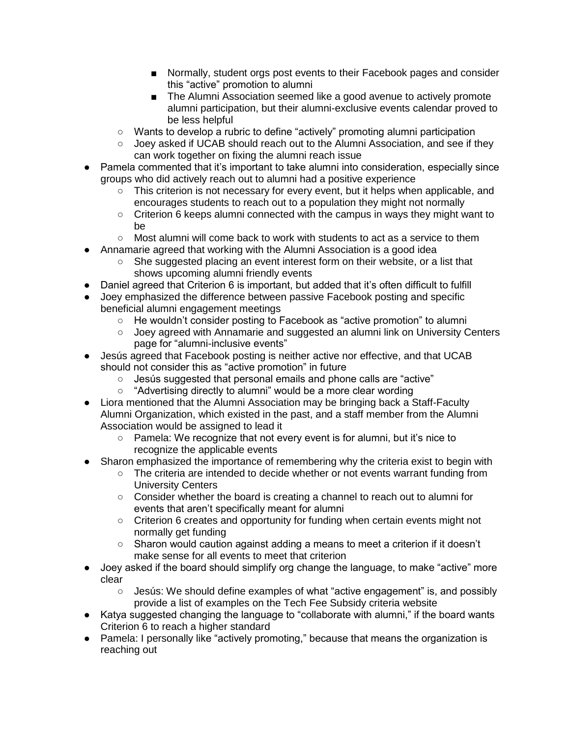- Normally, student orgs post events to their Facebook pages and consider this "active" promotion to alumni
        - The Alumni Association seemed like a good avenue to actively promote alumni participation, but their alumni-exclusive events calendar proved to be less helpful
    - Wants to develop a rubric to define "actively" promoting alumni participation
    - Joey asked if UCAB should reach out to the Alumni Association, and see if they can work together on fixing the alumni reach issue
- Pamela commented that it's important to take alumni into consideration, especially since groups who did actively reach out to alumni had a positive experience
    - This criterion is not necessary for every event, but it helps when applicable, and encourages students to reach out to a population they might not normally
    - Criterion 6 keeps alumni connected with the campus in ways they might want to be
    - Most alumni will come back to work with students to act as a service to them
- Annamarie agreed that working with the Alumni Association is a good idea
    - She suggested placing an event interest form on their website, or a list that shows upcoming alumni friendly events
- Daniel agreed that Criterion 6 is important, but added that it's often difficult to fulfill
- Joey emphasized the difference between passive Facebook posting and specific beneficial alumni engagement meetings
    - He wouldn't consider posting to Facebook as "active promotion" to alumni
    - Joey agreed with Annamarie and suggested an alumni link on University Centers page for "alumni-inclusive events"
- Jesús agreed that Facebook posting is neither active nor effective, and that UCAB should not consider this as "active promotion" in future
    - Jesús suggested that personal emails and phone calls are "active"
    - "Advertising directly to alumni" would be a more clear wording
- Liora mentioned that the Alumni Association may be bringing back a Staff-Faculty Alumni Organization, which existed in the past, and a staff member from the Alumni Association would be assigned to lead it
    - Pamela: We recognize that not every event is for alumni, but it's nice to recognize the applicable events
- Sharon emphasized the importance of remembering why the criteria exist to begin with
    - The criteria are intended to decide whether or not events warrant funding from University Centers
    - Consider whether the board is creating a channel to reach out to alumni for events that aren't specifically meant for alumni
    - Criterion 6 creates and opportunity for funding when certain events might not normally get funding
    - Sharon would caution against adding a means to meet a criterion if it doesn't make sense for all events to meet that criterion
- Joey asked if the board should simplify org change the language, to make "active" more clear
    - Jesús: We should define examples of what "active engagement" is, and possibly provide a list of examples on the Tech Fee Subsidy criteria website
- Katya suggested changing the language to "collaborate with alumni," if the board wants Criterion 6 to reach a higher standard
- Pamela: I personally like "actively promoting," because that means the organization is reaching out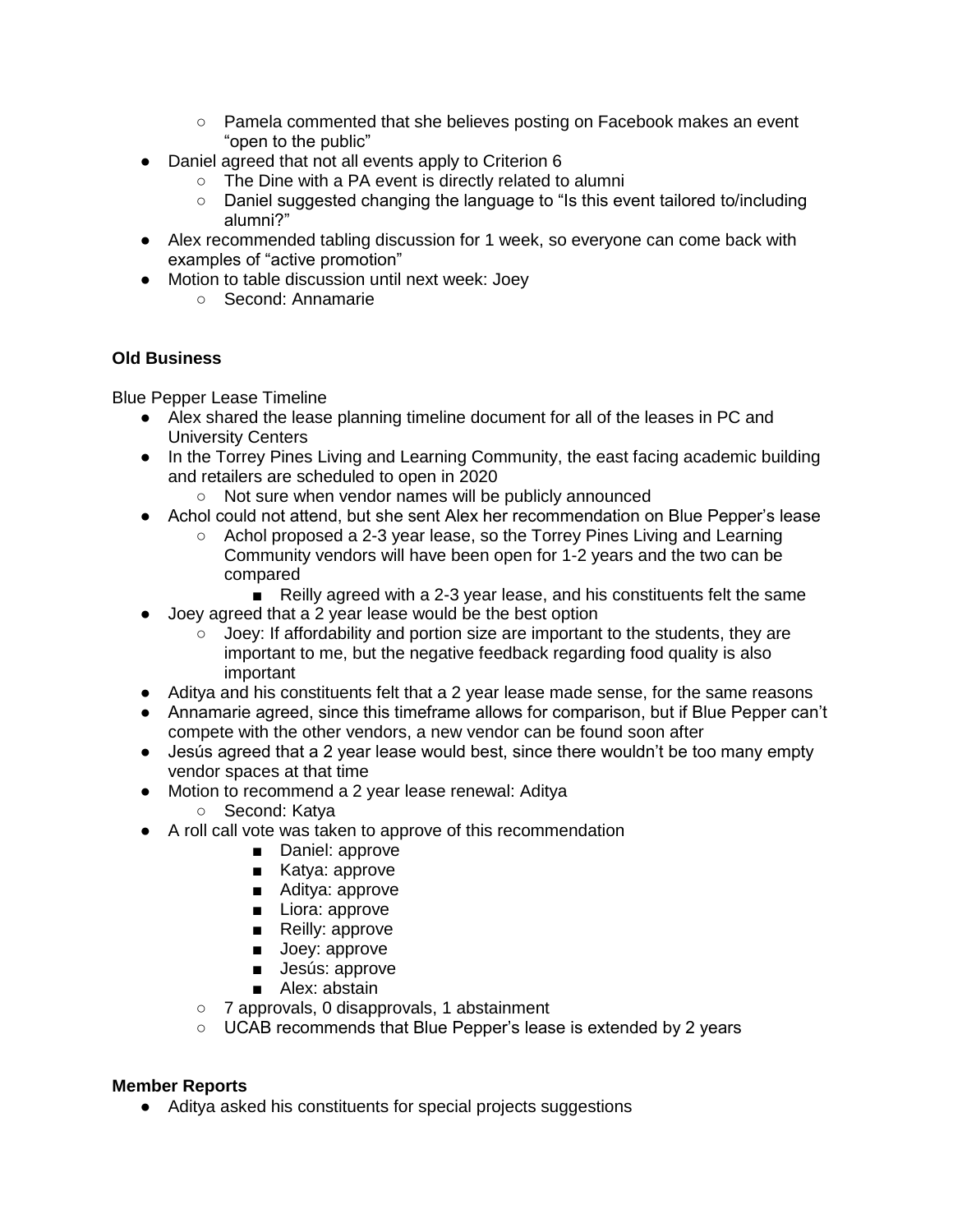- Pamela commented that she believes posting on Facebook makes an event "open to the public"
- Daniel agreed that not all events apply to Criterion 6
  - The Dine with a PA event is directly related to alumni
  - Daniel suggested changing the language to "Is this event tailored to/including alumni?"
- Alex recommended tabling discussion for 1 week, so everyone can come back with examples of "active promotion"
- Motion to table discussion until next week: Joey
  - Second: Annamarie

**Old Business**

Blue Pepper Lease Timeline

- Alex shared the lease planning timeline document for all of the leases in PC and University Centers
- In the Torrey Pines Living and Learning Community, the east facing academic building and retailers are scheduled to open in 2020
  - Not sure when vendor names will be publicly announced
- Achol could not attend, but she sent Alex her recommendation on Blue Pepper's lease
  - Achol proposed a 2-3 year lease, so the Torrey Pines Living and Learning Community vendors will have been open for 1-2 years and the two can be compared
    - Reilly agreed with a 2-3 year lease, and his constituents felt the same
- Joey agreed that a 2 year lease would be the best option
  - Joey: If affordability and portion size are important to the students, they are important to me, but the negative feedback regarding food quality is also important
- Aditya and his constituents felt that a 2 year lease made sense, for the same reasons
- Annamarie agreed, since this timeframe allows for comparison, but if Blue Pepper can't compete with the other vendors, a new vendor can be found soon after
- Jesús agreed that a 2 year lease would best, since there wouldn't be too many empty vendor spaces at that time
- Motion to recommend a 2 year lease renewal: Aditya
  - Second: Katya
- A roll call vote was taken to approve of this recommendation
    - Daniel: approve
    - Katya: approve
    - Aditya: approve
    - Liora: approve
    - Reilly: approve
    - Joey: approve
    - Jesús: approve
    - Alex: abstain
  - 7 approvals, 0 disapprovals, 1 abstainment
  - UCAB recommends that Blue Pepper's lease is extended by 2 years

**Member Reports**

- Aditya asked his constituents for special projects suggestions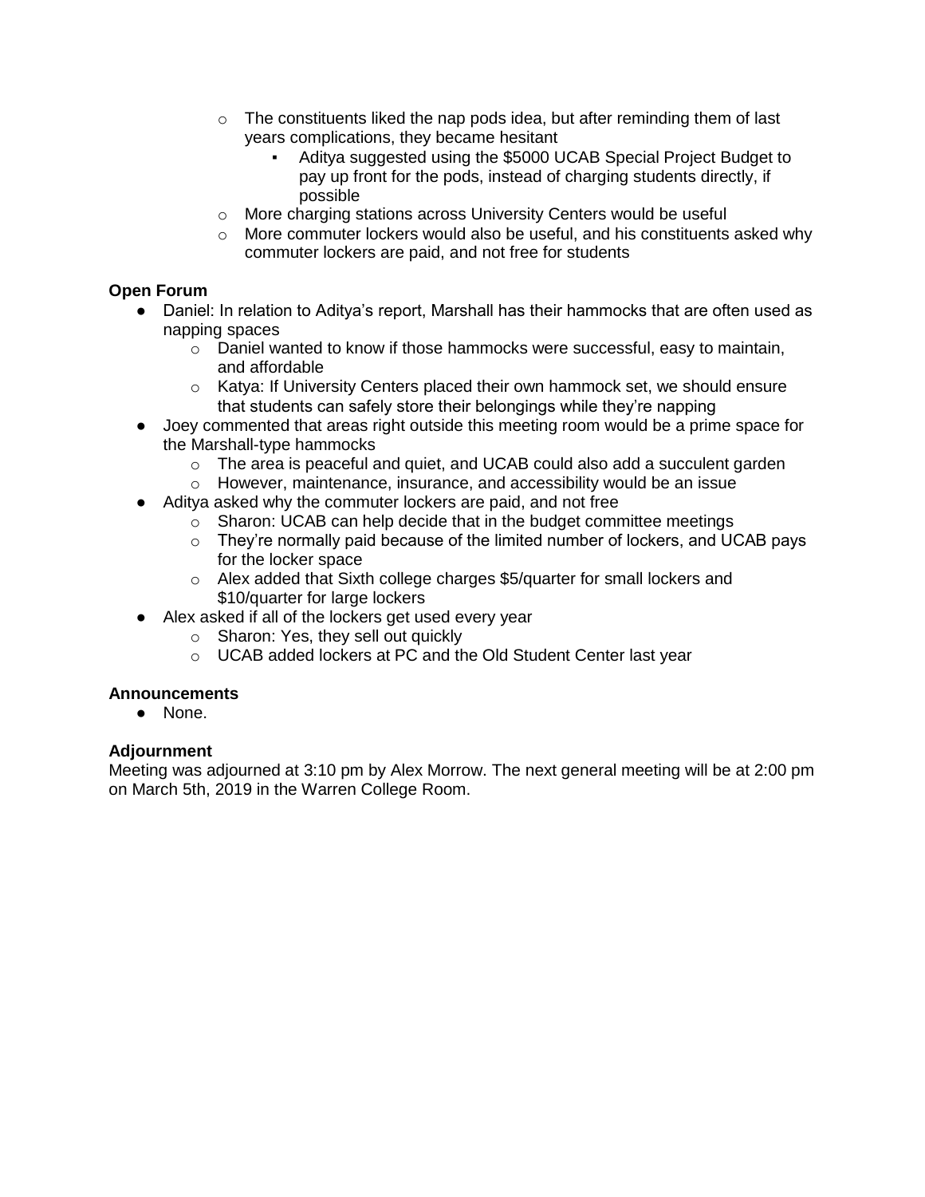- The constituents liked the nap pods idea, but after reminding them of last years complications, they became hesitant
    - Aditya suggested using the $5000 UCAB Special Project Budget to pay up front for the pods, instead of charging students directly, if possible
  - More charging stations across University Centers would be useful
  - More commuter lockers would also be useful, and his constituents asked why commuter lockers are paid, and not free for students

**Open Forum**

- Daniel: In relation to Aditya's report, Marshall has their hammocks that are often used as napping spaces
  - Daniel wanted to know if those hammocks were successful, easy to maintain, and affordable
  - Katya: If University Centers placed their own hammock set, we should ensure that students can safely store their belongings while they're napping
- Joey commented that areas right outside this meeting room would be a prime space for the Marshall-type hammocks
  - The area is peaceful and quiet, and UCAB could also add a succulent garden
  - However, maintenance, insurance, and accessibility would be an issue
- Aditya asked why the commuter lockers are paid, and not free
  - Sharon: UCAB can help decide that in the budget committee meetings
  - They're normally paid because of the limited number of lockers, and UCAB pays for the locker space
  - Alex added that Sixth college charges $5/quarter for small lockers and $10/quarter for large lockers
- Alex asked if all of the lockers get used every year
  - Sharon: Yes, they sell out quickly
  - UCAB added lockers at PC and the Old Student Center last year

**Announcements**

- None.

**Adjournment**

Meeting was adjourned at 3:10 pm by Alex Morrow. The next general meeting will be at 2:00 pm on March 5th, 2019 in the Warren College Room.